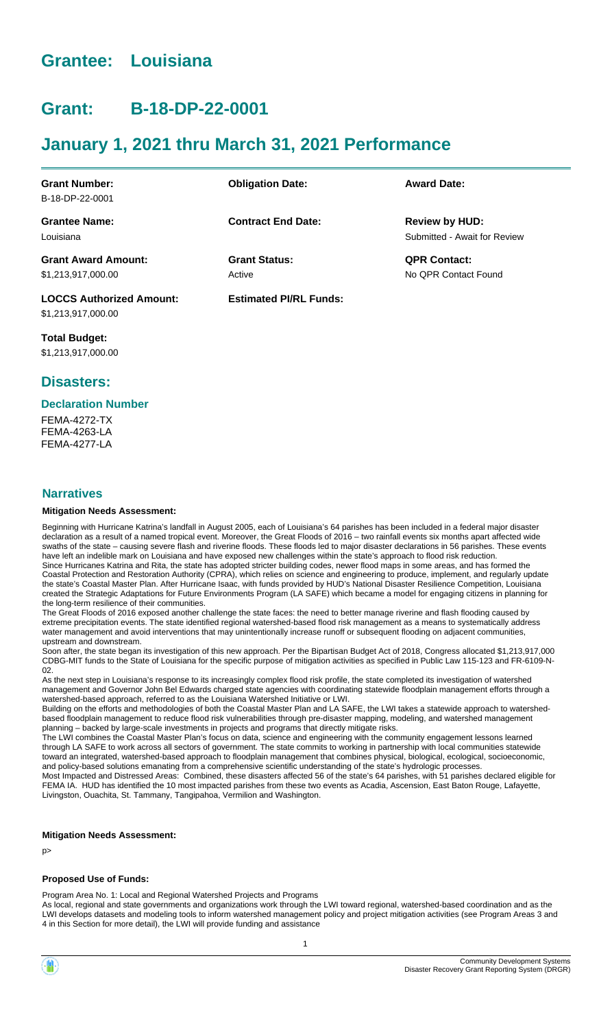# Grantee: Louisiana

# Grant: B-18-DP-22-0001

# January 1, 2021 thru March 31, 2021 Performance

| **Grant Number:** | **Obligation Date:** | **Award Date:** |
| --- | --- | --- |
| B-18-DP-22-0001 | | |
| **Grantee Name:** | **Contract End Date:** | **Review by HUD:** |
| Louisiana | | Submitted - Await for Review |
| **Grant Award Amount:** | **Grant Status:** | **QPR Contact:** |
| $1,213,917,000.00 | Active | No QPR Contact Found |
| **LOCCS Authorized Amount:** | **Estimated PI/RL Funds:** | |
| $1,213,917,000.00 | | |

**Total Budget:**
$1,213,917,000.00

## Disasters:

### Declaration Number

FEMA-4272-TX
FEMA-4263-LA
FEMA-4277-LA

## Narratives

**Mitigation Needs Assessment:**

Beginning with Hurricane Katrina's landfall in August 2005, each of Louisiana's 64 parishes has been included in a federal major disaster declaration as a result of a named tropical event. Moreover, the Great Floods of 2016 – two rainfall events six months apart affected wide swaths of the state – causing severe flash and riverine floods. These floods led to major disaster declarations in 56 parishes. These events have left an indelible mark on Louisiana and have exposed new challenges within the state's approach to flood risk reduction.
Since Hurricanes Katrina and Rita, the state has adopted stricter building codes, newer flood maps in some areas, and has formed the Coastal Protection and Restoration Authority (CPRA), which relies on science and engineering to produce, implement, and regularly update the state's Coastal Master Plan. After Hurricane Isaac, with funds provided by HUD's National Disaster Resilience Competition, Louisiana created the Strategic Adaptations for Future Environments Program (LA SAFE) which became a model for engaging citizens in planning for the long-term resilience of their communities.
The Great Floods of 2016 exposed another challenge the state faces: the need to better manage riverine and flash flooding caused by extreme precipitation events. The state identified regional watershed-based flood risk management as a means to systematically address water management and avoid interventions that may unintentionally increase runoff or subsequent flooding on adjacent communities, upstream and downstream.
Soon after, the state began its investigation of this new approach. Per the Bipartisan Budget Act of 2018, Congress allocated $1,213,917,000 CDBG-MIT funds to the State of Louisiana for the specific purpose of mitigation activities as specified in Public Law 115-123 and FR-6109-N-02.
As the next step in Louisiana's response to its increasingly complex flood risk profile, the state completed its investigation of watershed management and Governor John Bel Edwards charged state agencies with coordinating statewide floodplain management efforts through a watershed-based approach, referred to as the Louisiana Watershed Initiative or LWI.
Building on the efforts and methodologies of both the Coastal Master Plan and LA SAFE, the LWI takes a statewide approach to watershed-based floodplain management to reduce flood risk vulnerabilities through pre-disaster mapping, modeling, and watershed management planning – backed by large-scale investments in projects and programs that directly mitigate risks.
The LWI combines the Coastal Master Plan's focus on data, science and engineering with the community engagement lessons learned through LA SAFE to work across all sectors of government. The state commits to working in partnership with local communities statewide toward an integrated, watershed-based approach to floodplain management that combines physical, biological, ecological, socioeconomic, and policy-based solutions emanating from a comprehensive scientific understanding of the state's hydrologic processes.
Most Impacted and Distressed Areas: Combined, these disasters affected 56 of the state's 64 parishes, with 51 parishes declared eligible for FEMA IA. HUD has identified the 10 most impacted parishes from these two events as Acadia, Ascension, East Baton Rouge, Lafayette, Livingston, Ouachita, St. Tammany, Tangipahoa, Vermilion and Washington.

**Mitigation Needs Assessment:**

p>

**Proposed Use of Funds:**

Program Area No. 1: Local and Regional Watershed Projects and Programs
As local, regional and state governments and organizations work through the LWI toward regional, watershed-based coordination and as the LWI develops datasets and modeling tools to inform watershed management policy and project mitigation activities (see Program Areas 3 and 4 in this Section for more detail), the LWI will provide funding and assistance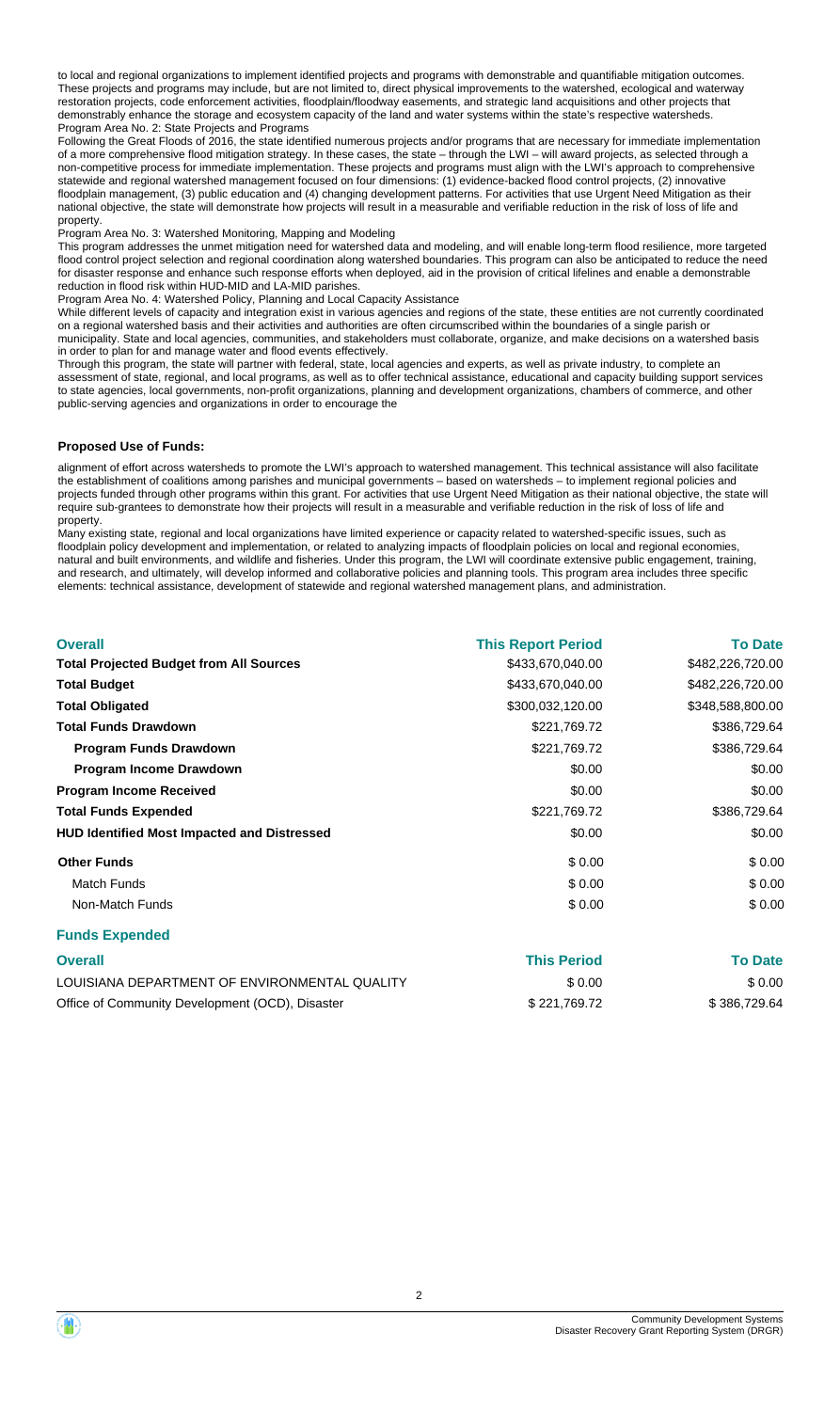to local and regional organizations to implement identified projects and programs with demonstrable and quantifiable mitigation outcomes. These projects and programs may include, but are not limited to, direct physical improvements to the watershed, ecological and waterway restoration projects, code enforcement activities, floodplain/floodway easements, and strategic land acquisitions and other projects that demonstrably enhance the storage and ecosystem capacity of the land and water systems within the state's respective watersheds.
Program Area No. 2: State Projects and Programs

Following the Great Floods of 2016, the state identified numerous projects and/or programs that are necessary for immediate implementation of a more comprehensive flood mitigation strategy. In these cases, the state – through the LWI – will award projects, as selected through a non-competitive process for immediate implementation. These projects and programs must align with the LWI's approach to comprehensive statewide and regional watershed management focused on four dimensions: (1) evidence-backed flood control projects, (2) innovative floodplain management, (3) public education and (4) changing development patterns. For activities that use Urgent Need Mitigation as their national objective, the state will demonstrate how projects will result in a measurable and verifiable reduction in the risk of loss of life and property.

Program Area No. 3: Watershed Monitoring, Mapping and Modeling

This program addresses the unmet mitigation need for watershed data and modeling, and will enable long-term flood resilience, more targeted flood control project selection and regional coordination along watershed boundaries. This program can also be anticipated to reduce the need for disaster response and enhance such response efforts when deployed, aid in the provision of critical lifelines and enable a demonstrable reduction in flood risk within HUD-MID and LA-MID parishes.

Program Area No. 4: Watershed Policy, Planning and Local Capacity Assistance

While different levels of capacity and integration exist in various agencies and regions of the state, these entities are not currently coordinated on a regional watershed basis and their activities and authorities are often circumscribed within the boundaries of a single parish or municipality. State and local agencies, communities, and stakeholders must collaborate, organize, and make decisions on a watershed basis in order to plan for and manage water and flood events effectively.

Through this program, the state will partner with federal, state, local agencies and experts, as well as private industry, to complete an assessment of state, regional, and local programs, as well as to offer technical assistance, educational and capacity building support services to state agencies, local governments, non-profit organizations, planning and development organizations, chambers of commerce, and other public-serving agencies and organizations in order to encourage the

**Proposed Use of Funds:**

alignment of effort across watersheds to promote the LWI's approach to watershed management. This technical assistance will also facilitate the establishment of coalitions among parishes and municipal governments – based on watersheds – to implement regional policies and projects funded through other programs within this grant. For activities that use Urgent Need Mitigation as their national objective, the state will require sub-grantees to demonstrate how their projects will result in a measurable and verifiable reduction in the risk of loss of life and property.

Many existing state, regional and local organizations have limited experience or capacity related to watershed-specific issues, such as floodplain policy development and implementation, or related to analyzing impacts of floodplain policies on local and regional economies, natural and built environments, and wildlife and fisheries. Under this program, the LWI will coordinate extensive public engagement, training, and research, and ultimately, will develop informed and collaborative policies and planning tools. This program area includes three specific elements: technical assistance, development of statewide and regional watershed management plans, and administration.

| Overall | This Report Period | To Date |
|---|---|---|
| **Total Projected Budget from All Sources** | $433,670,040.00 | $482,226,720.00 |
| **Total Budget** | $433,670,040.00 | $482,226,720.00 |
| **Total Obligated** | $300,032,120.00 | $348,588,800.00 |
| **Total Funds Drawdown** | $221,769.72 | $386,729.64 |
| **Program Funds Drawdown** | $221,769.72 | $386,729.64 |
| **Program Income Drawdown** | $0.00 | $0.00 |
| **Program Income Received** | $0.00 | $0.00 |
| **Total Funds Expended** | $221,769.72 | $386,729.64 |
| **HUD Identified Most Impacted and Distressed** | $0.00 | $0.00 |
| **Other Funds** | $ 0.00 | $ 0.00 |
| Match Funds | $ 0.00 | $ 0.00 |
| Non-Match Funds | $ 0.00 | $ 0.00 |

**Funds Expended**

| Overall | This Period | To Date |
|---|---|---|
| LOUISIANA DEPARTMENT OF ENVIRONMENTAL QUALITY | $ 0.00 | $ 0.00 |
| Office of Community Development (OCD), Disaster | $ 221,769.72 | $ 386,729.64 |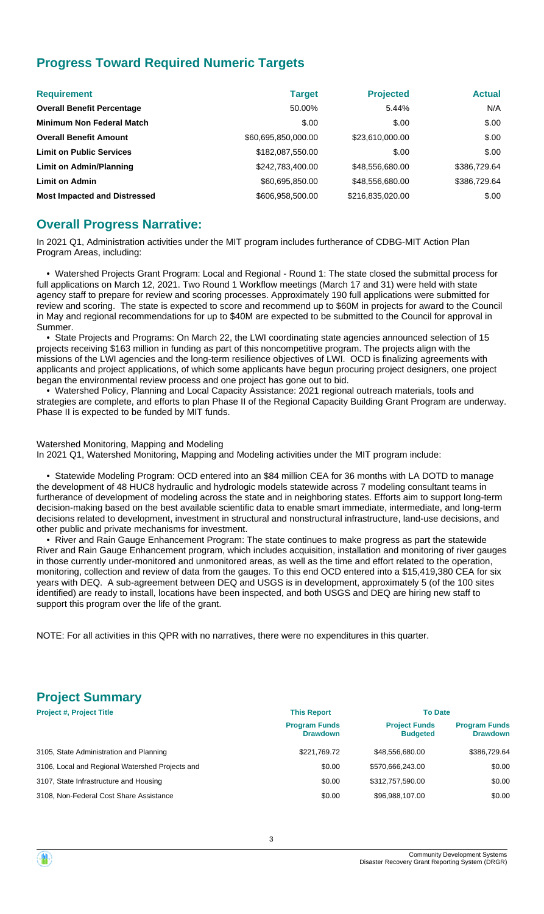## Progress Toward Required Numeric Targets

| Requirement | Target | Projected | Actual |
|---|---|---|---|
| **Overall Benefit Percentage** | 50.00% | 5.44% | N/A |
| **Minimum Non Federal Match** | $.00 | $.00 | $.00 |
| **Overall Benefit Amount** | $60,695,850,000.00 | $23,610,000.00 | $.00 |
| **Limit on Public Services** | $182,087,550.00 | $.00 | $.00 |
| **Limit on Admin/Planning** | $242,783,400.00 | $48,556,680.00 | $386,729.64 |
| **Limit on Admin** | $60,695,850.00 | $48,556,680.00 | $386,729.64 |
| **Most Impacted and Distressed** | $606,958,500.00 | $216,835,020.00 | $.00 |

## Overall Progress Narrative:

In 2021 Q1, Administration activities under the MIT program includes furtherance of CDBG-MIT Action Plan Program Areas, including:

- Watershed Projects Grant Program: Local and Regional - Round 1: The state closed the submittal process for full applications on March 12, 2021. Two Round 1 Workflow meetings (March 17 and 31) were held with state agency staff to prepare for review and scoring processes. Approximately 190 full applications were submitted for review and scoring. The state is expected to score and recommend up to $60M in projects for award to the Council in May and regional recommendations for up to $40M are expected to be submitted to the Council for approval in Summer.
- State Projects and Programs: On March 22, the LWI coordinating state agencies announced selection of 15 projects receiving $163 million in funding as part of this noncompetitive program. The projects align with the missions of the LWI agencies and the long-term resilience objectives of LWI. OCD is finalizing agreements with applicants and project applications, of which some applicants have begun procuring project designers, one project began the environmental review process and one project has gone out to bid.
- Watershed Policy, Planning and Local Capacity Assistance: 2021 regional outreach materials, tools and strategies are complete, and efforts to plan Phase II of the Regional Capacity Building Grant Program are underway. Phase II is expected to be funded by MIT funds.

Watershed Monitoring, Mapping and Modeling
In 2021 Q1, Watershed Monitoring, Mapping and Modeling activities under the MIT program include:

- Statewide Modeling Program: OCD entered into an $84 million CEA for 36 months with LA DOTD to manage the development of 48 HUC8 hydraulic and hydrologic models statewide across 7 modeling consultant teams in furtherance of development of modeling across the state and in neighboring states. Efforts aim to support long-term decision-making based on the best available scientific data to enable smart immediate, intermediate, and long-term decisions related to development, investment in structural and nonstructural infrastructure, land-use decisions, and other public and private mechanisms for investment.
- River and Rain Gauge Enhancement Program: The state continues to make progress as part the statewide River and Rain Gauge Enhancement program, which includes acquisition, installation and monitoring of river gauges in those currently under-monitored and unmonitored areas, as well as the time and effort related to the operation, monitoring, collection and review of data from the gauges. To this end OCD entered into a $15,419,380 CEA for six years with DEQ. A sub-agreement between DEQ and USGS is in development, approximately 5 (of the 100 sites identified) are ready to install, locations have been inspected, and both USGS and DEQ are hiring new staff to support this program over the life of the grant.

NOTE: For all activities in this QPR with no narratives, there were no expenditures in this quarter.

## Project Summary

| Project #, Project Title | This Report | To Date | |
|---|---|---|---|
| | **Program Funds Drawdown** | **Project Funds Budgeted** | **Program Funds Drawdown** |
| 3105, State Administration and Planning | $221,769.72 | $48,556,680.00 | $386,729.64 |
| 3106, Local and Regional Watershed Projects and | $0.00 | $570,666,243.00 | $0.00 |
| 3107, State Infrastructure and Housing | $0.00 | $312,757,590.00 | $0.00 |
| 3108, Non-Federal Cost Share Assistance | $0.00 | $96,988,107.00 | $0.00 |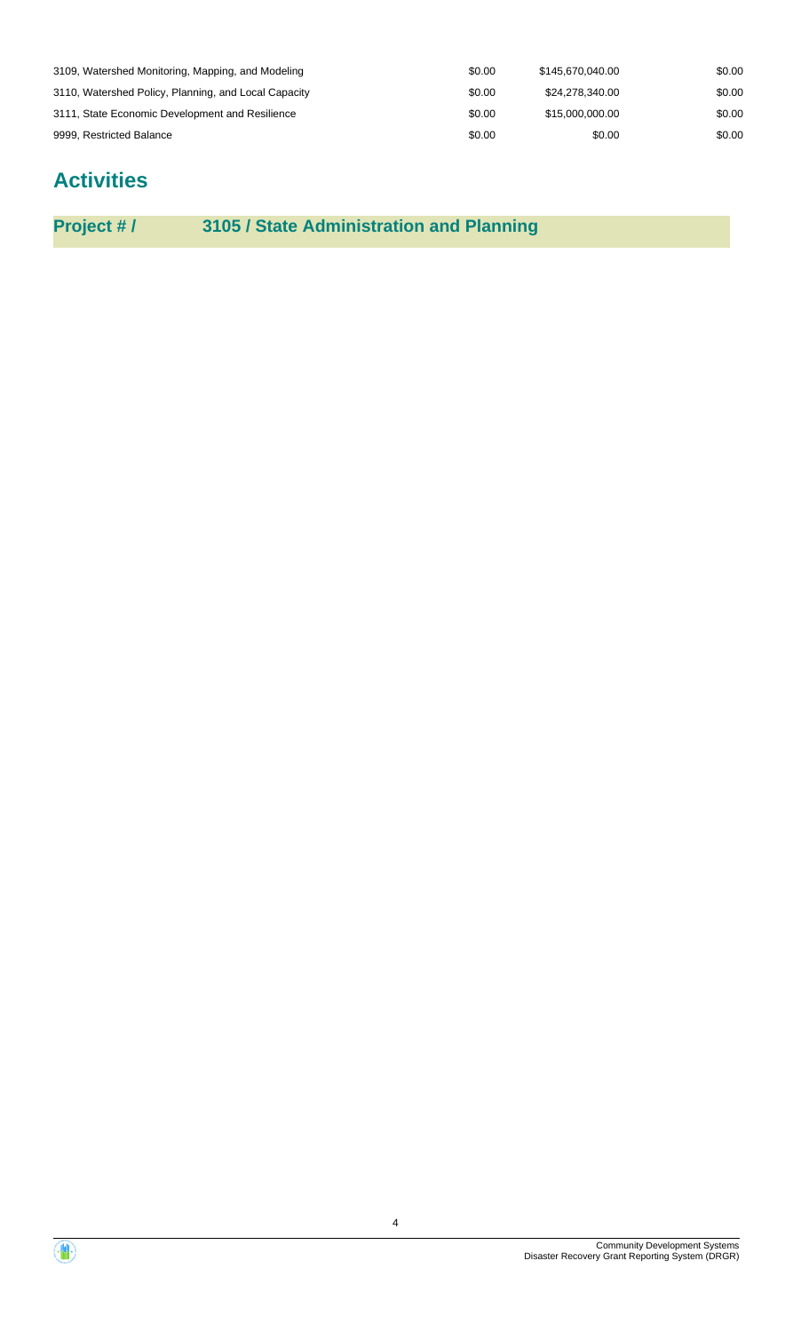| | | | |
|---|---|---|---|
| 3109, Watershed Monitoring, Mapping, and Modeling | $0.00 | $145,670,040.00 | $0.00 |
| 3110, Watershed Policy, Planning, and Local Capacity | $0.00 | $24,278,340.00 | $0.00 |
| 3111, State Economic Development and Resilience | $0.00 | $15,000,000.00 | $0.00 |
| 9999, Restricted Balance | $0.00 | $0.00 | $0.00 |

# Activities

## Project # / 3105 / State Administration and Planning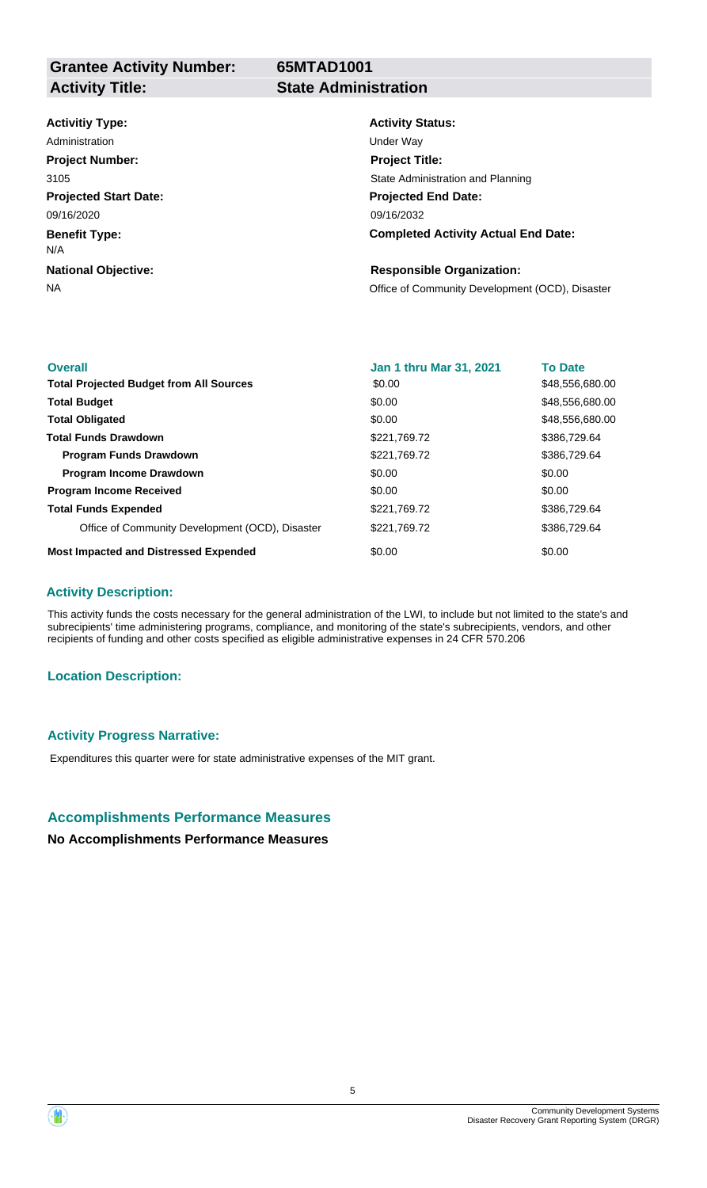| **Grantee Activity Number:** | **65MTAD1001** |
|---|---|
| **Activity Title:** | **State Administration** |

**Activitiy Type:**
Administration

**Activity Status:**
Under Way

**Project Number:**
3105

**Project Title:**
State Administration and Planning

**Projected Start Date:**
09/16/2020

**Projected End Date:**
09/16/2032

**Benefit Type:**
N/A

**Completed Activity Actual End Date:**

**National Objective:**
NA

**Responsible Organization:**
Office of Community Development (OCD), Disaster

| **Overall** | **Jan 1 thru Mar 31, 2021** | **To Date** |
|---|---|---|
| **Total Projected Budget from All Sources** | $0.00 | $48,556,680.00 |
| **Total Budget** | $0.00 | $48,556,680.00 |
| **Total Obligated** | $0.00 | $48,556,680.00 |
| **Total Funds Drawdown** | $221,769.72 | $386,729.64 |
| **Program Funds Drawdown** | $221,769.72 | $386,729.64 |
| **Program Income Drawdown** | $0.00 | $0.00 |
| **Program Income Received** | $0.00 | $0.00 |
| **Total Funds Expended** | $221,769.72 | $386,729.64 |
| Office of Community Development (OCD), Disaster | $221,769.72 | $386,729.64 |
| **Most Impacted and Distressed Expended** | $0.00 | $0.00 |

### Activity Description:

This activity funds the costs necessary for the general administration of the LWI, to include but not limited to the state's and subrecipients' time administering programs, compliance, and monitoring of the state's subrecipients, vendors, and other recipients of funding and other costs specified as eligible administrative expenses in 24 CFR 570.206

### Location Description:

### Activity Progress Narrative:

Expenditures this quarter were for state administrative expenses of the MIT grant.

## Accomplishments Performance Measures

**No Accomplishments Performance Measures**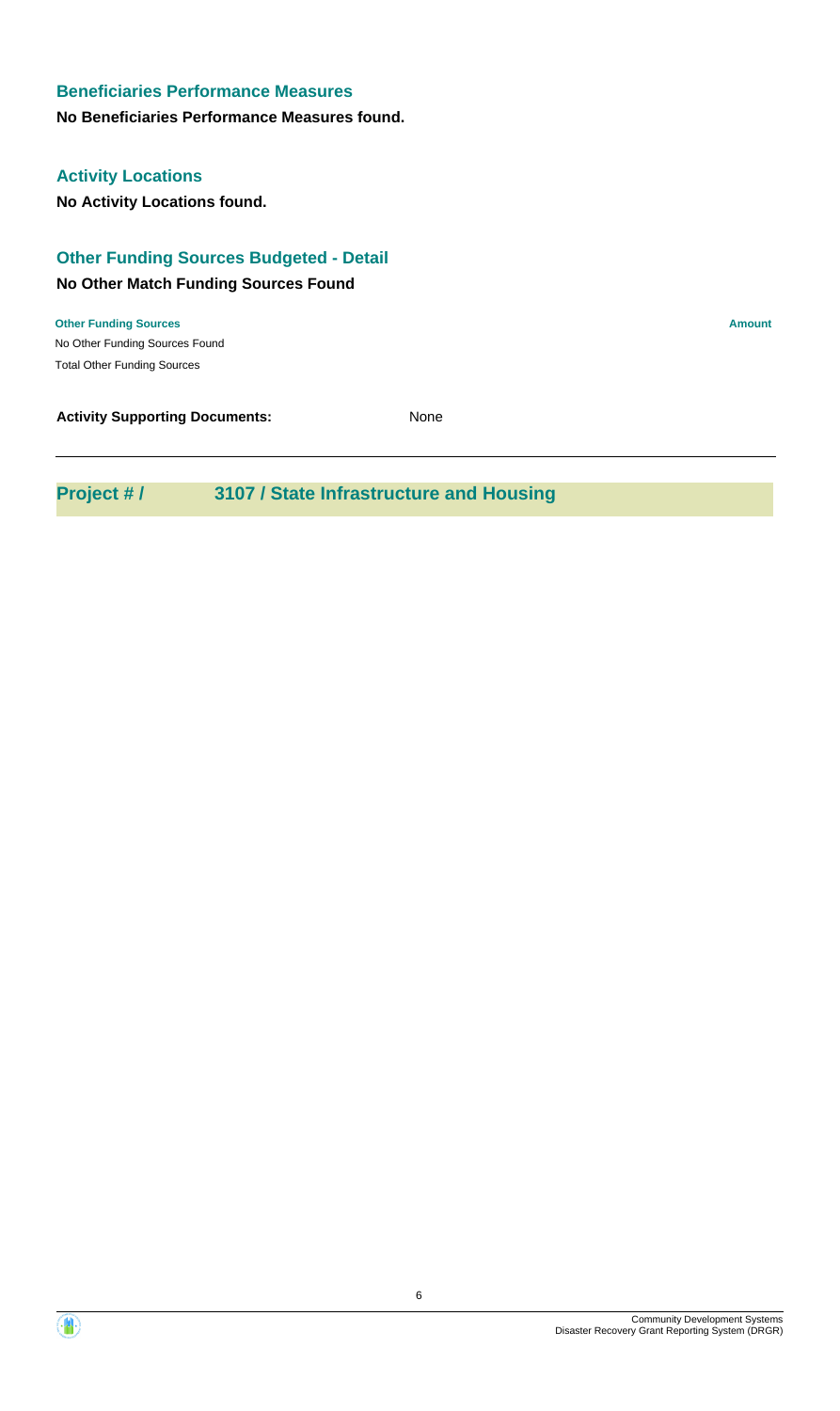### Beneficiaries Performance Measures

**No Beneficiaries Performance Measures found.**

### Activity Locations

**No Activity Locations found.**

### Other Funding Sources Budgeted - Detail

**No Other Match Funding Sources Found**

| Other Funding Sources | Amount |
| --- | --- |
| No Other Funding Sources Found | |
| Total Other Funding Sources | |

**Activity Supporting Documents:** None

---

## Project # / 3107 / State Infrastructure and Housing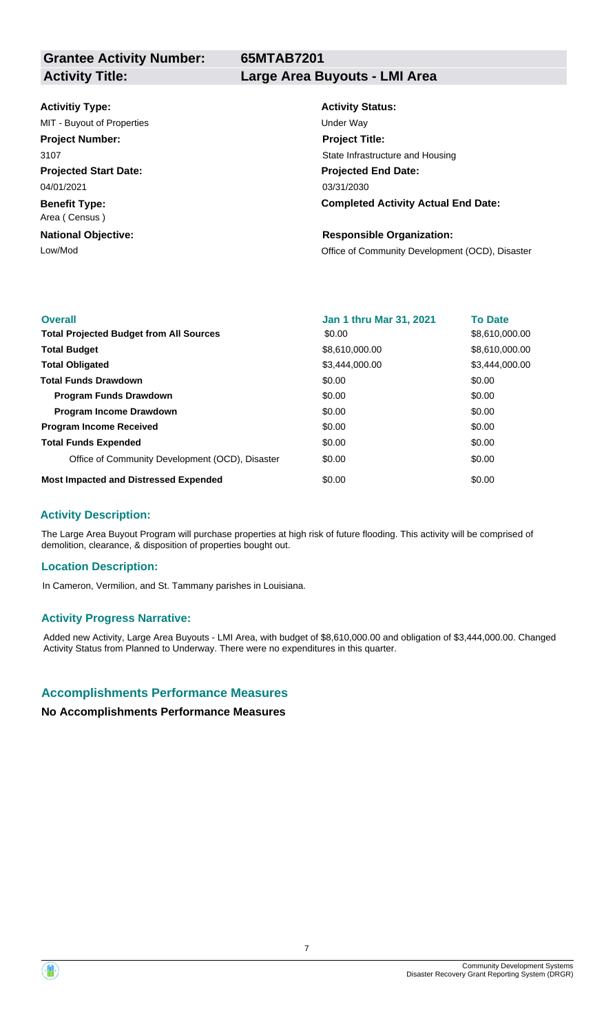**Grantee Activity Number:** 65MTAB7201
**Activity Title:** Large Area Buyouts - LMI Area

**Activitiy Type:**
MIT - Buyout of Properties

**Activity Status:**
Under Way

**Project Number:**
3107

**Project Title:**
State Infrastructure and Housing

**Projected Start Date:**
04/01/2021

**Projected End Date:**
03/31/2030

**Benefit Type:**
Area ( Census )

**Completed Activity Actual End Date:**

**National Objective:**
Low/Mod

**Responsible Organization:**
Office of Community Development (OCD), Disaster

| Overall | Jan 1 thru Mar 31, 2021 | To Date |
|---|---|---|
| **Total Projected Budget from All Sources** | \$0.00 | \$8,610,000.00 |
| **Total Budget** | \$8,610,000.00 | \$8,610,000.00 |
| **Total Obligated** | \$3,444,000.00 | \$3,444,000.00 |
| **Total Funds Drawdown** | \$0.00 | \$0.00 |
| **Program Funds Drawdown** | \$0.00 | \$0.00 |
| **Program Income Drawdown** | \$0.00 | \$0.00 |
| **Program Income Received** | \$0.00 | \$0.00 |
| **Total Funds Expended** | \$0.00 | \$0.00 |
| Office of Community Development (OCD), Disaster | \$0.00 | \$0.00 |
| **Most Impacted and Distressed Expended** | \$0.00 | \$0.00 |

### Activity Description:

The Large Area Buyout Program will purchase properties at high risk of future flooding. This activity will be comprised of demolition, clearance, & disposition of properties bought out.

### Location Description:

In Cameron, Vermilion, and St. Tammany parishes in Louisiana.

### Activity Progress Narrative:

Added new Activity, Large Area Buyouts - LMI Area, with budget of \$8,610,000.00 and obligation of \$3,444,000.00. Changed Activity Status from Planned to Underway. There were no expenditures in this quarter.

## Accomplishments Performance Measures

**No Accomplishments Performance Measures**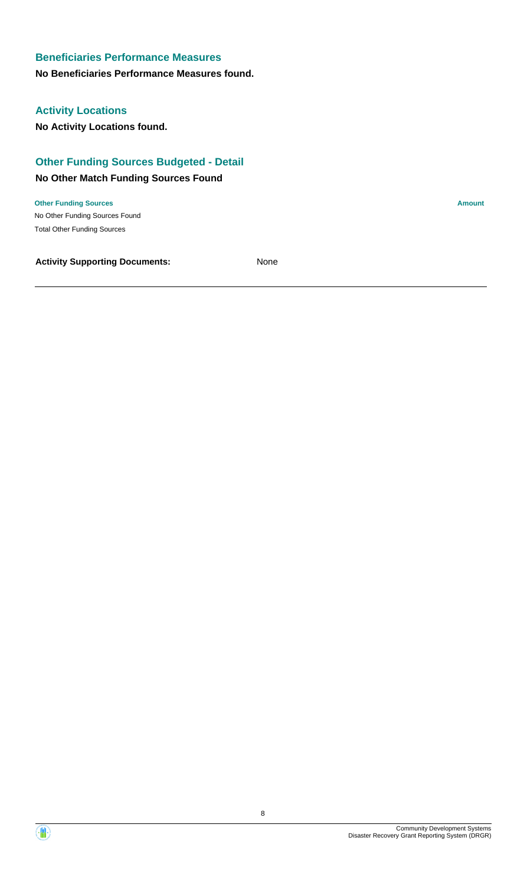### Beneficiaries Performance Measures

**No Beneficiaries Performance Measures found.**

### Activity Locations

**No Activity Locations found.**

### Other Funding Sources Budgeted - Detail

**No Other Match Funding Sources Found**

| Other Funding Sources | Amount |
| --- | --- |
| No Other Funding Sources Found | |
| Total Other Funding Sources | |

**Activity Supporting Documents:** None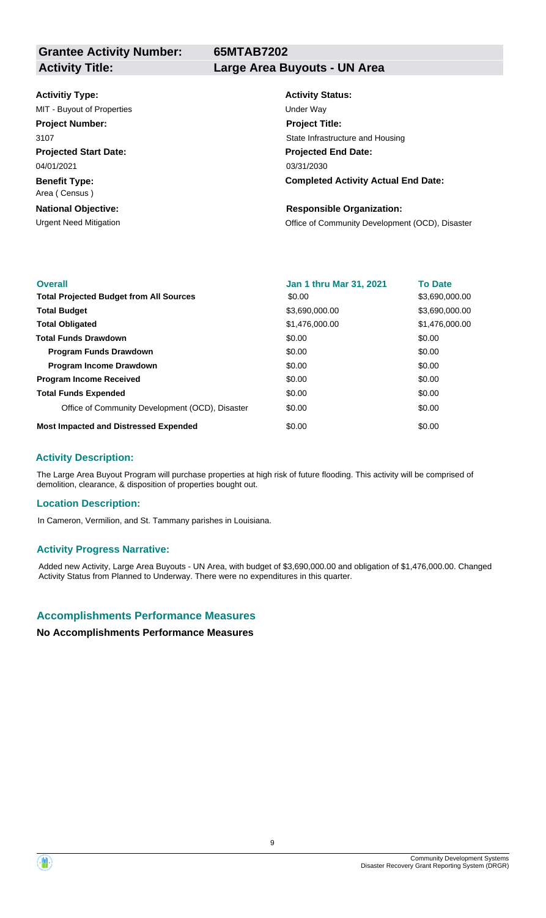| **Grantee Activity Number:** | **65MTAB7202** |
|---|---|
| **Activity Title:** | **Large Area Buyouts - UN Area** |

**Activitiy Type:**
MIT - Buyout of Properties

**Activity Status:**
Under Way

**Project Number:**
3107

**Project Title:**
State Infrastructure and Housing

**Projected Start Date:**
04/01/2021

**Projected End Date:**
03/31/2030

**Benefit Type:**
Area ( Census )

**Completed Activity Actual End Date:**

**National Objective:**
Urgent Need Mitigation

**Responsible Organization:**
Office of Community Development (OCD), Disaster

| Overall | Jan 1 thru Mar 31, 2021 | To Date |
|---|---|---|
| **Total Projected Budget from All Sources** | $0.00 | $3,690,000.00 |
| **Total Budget** | $3,690,000.00 | $3,690,000.00 |
| **Total Obligated** | $1,476,000.00 | $1,476,000.00 |
| **Total Funds Drawdown** | $0.00 | $0.00 |
| **Program Funds Drawdown** | $0.00 | $0.00 |
| **Program Income Drawdown** | $0.00 | $0.00 |
| **Program Income Received** | $0.00 | $0.00 |
| **Total Funds Expended** | $0.00 | $0.00 |
| Office of Community Development (OCD), Disaster | $0.00 | $0.00 |
| **Most Impacted and Distressed Expended** | $0.00 | $0.00 |

## Activity Description:

The Large Area Buyout Program will purchase properties at high risk of future flooding. This activity will be comprised of demolition, clearance, & disposition of properties bought out.

## Location Description:

In Cameron, Vermilion, and St. Tammany parishes in Louisiana.

## Activity Progress Narrative:

Added new Activity, Large Area Buyouts - UN Area, with budget of $3,690,000.00 and obligation of $1,476,000.00. Changed Activity Status from Planned to Underway. There were no expenditures in this quarter.

## Accomplishments Performance Measures

**No Accomplishments Performance Measures**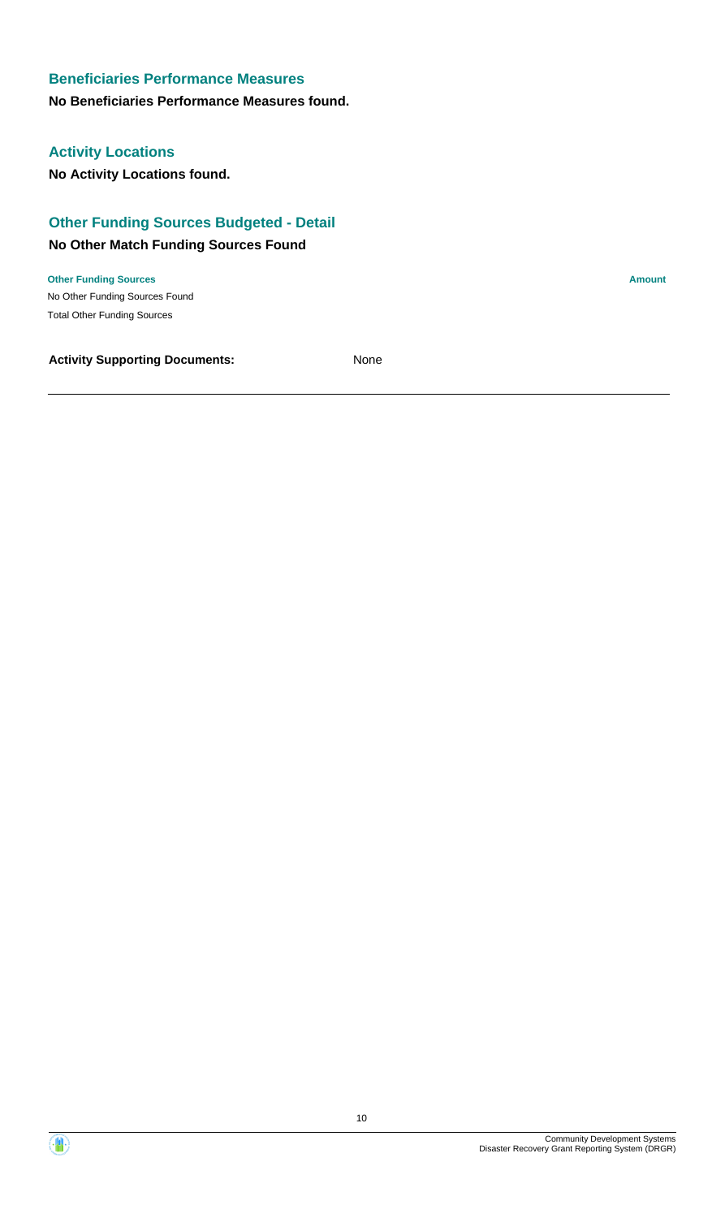## Beneficiaries Performance Measures

**No Beneficiaries Performance Measures found.**

## Activity Locations

**No Activity Locations found.**

## Other Funding Sources Budgeted - Detail

### No Other Match Funding Sources Found

| Other Funding Sources | Amount |
| --- | --- |
| No Other Funding Sources Found | |
| Total Other Funding Sources | |

**Activity Supporting Documents:** None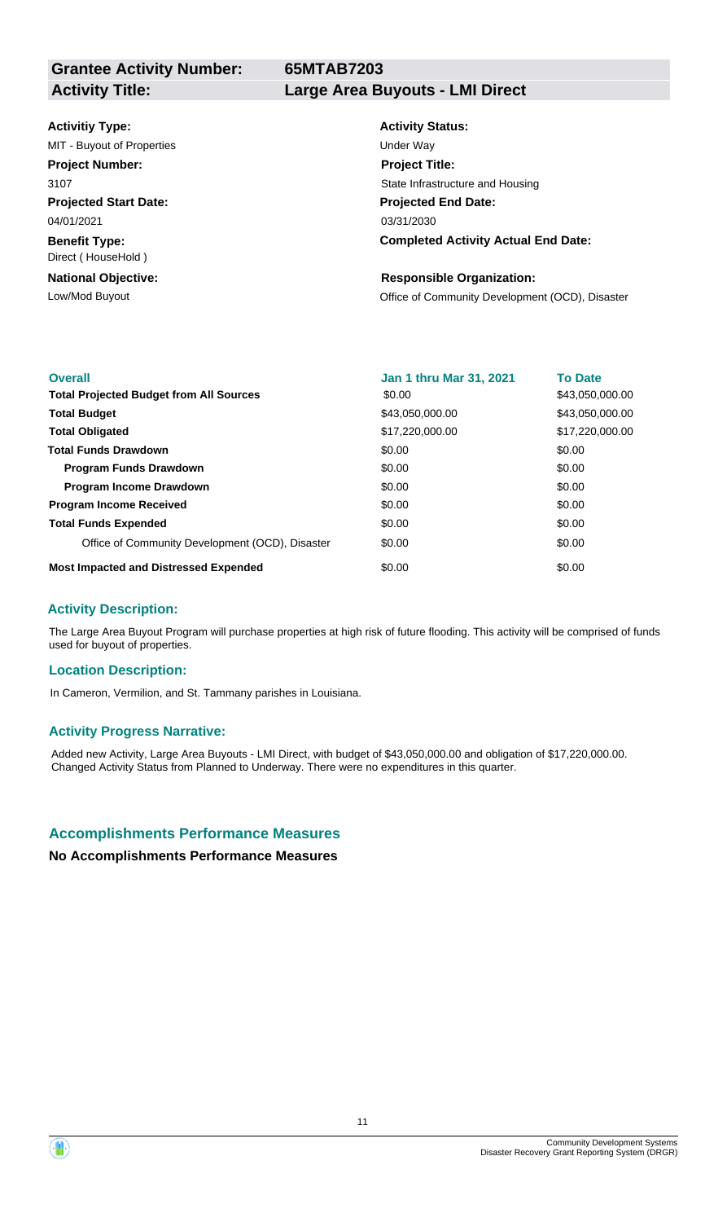**Grantee Activity Number:** 65MTAB7203

**Activity Title:** Large Area Buyouts - LMI Direct

| | |
|---|---|
| **Activitiy Type:** | **Activity Status:** |
| MIT - Buyout of Properties | Under Way |
| **Project Number:** | **Project Title:** |
| 3107 | State Infrastructure and Housing |
| **Projected Start Date:** | **Projected End Date:** |
| 04/01/2021 | 03/31/2030 |
| **Benefit Type:** | **Completed Activity Actual End Date:** |
| Direct ( HouseHold ) | |
| **National Objective:** | **Responsible Organization:** |
| Low/Mod Buyout | Office of Community Development (OCD), Disaster |

| Overall | Jan 1 thru Mar 31, 2021 | To Date |
|---|---|---|
| **Total Projected Budget from All Sources** | $0.00 | $43,050,000.00 |
| **Total Budget** | $43,050,000.00 | $43,050,000.00 |
| **Total Obligated** | $17,220,000.00 | $17,220,000.00 |
| **Total Funds Drawdown** | $0.00 | $0.00 |
| **Program Funds Drawdown** | $0.00 | $0.00 |
| **Program Income Drawdown** | $0.00 | $0.00 |
| **Program Income Received** | $0.00 | $0.00 |
| **Total Funds Expended** | $0.00 | $0.00 |
| Office of Community Development (OCD), Disaster | $0.00 | $0.00 |
| **Most Impacted and Distressed Expended** | $0.00 | $0.00 |

### Activity Description:

The Large Area Buyout Program will purchase properties at high risk of future flooding. This activity will be comprised of funds used for buyout of properties.

### Location Description:

In Cameron, Vermilion, and St. Tammany parishes in Louisiana.

### Activity Progress Narrative:

Added new Activity, Large Area Buyouts - LMI Direct, with budget of $43,050,000.00 and obligation of $17,220,000.00. Changed Activity Status from Planned to Underway. There were no expenditures in this quarter.

## Accomplishments Performance Measures

**No Accomplishments Performance Measures**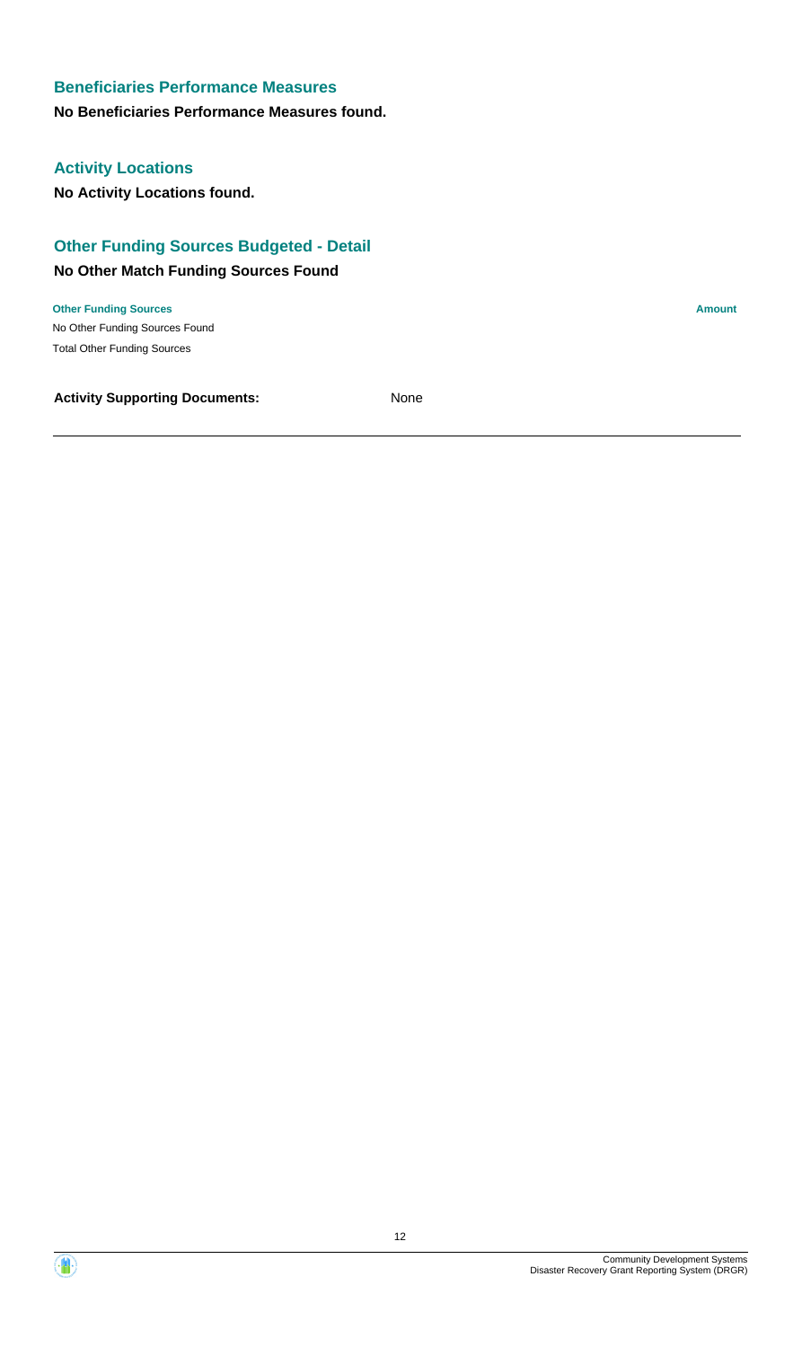## Beneficiaries Performance Measures

**No Beneficiaries Performance Measures found.**

## Activity Locations

**No Activity Locations found.**

## Other Funding Sources Budgeted - Detail

### No Other Match Funding Sources Found

| Other Funding Sources | Amount |
| --- | --- |
| No Other Funding Sources Found | |
| Total Other Funding Sources | |

**Activity Supporting Documents:** None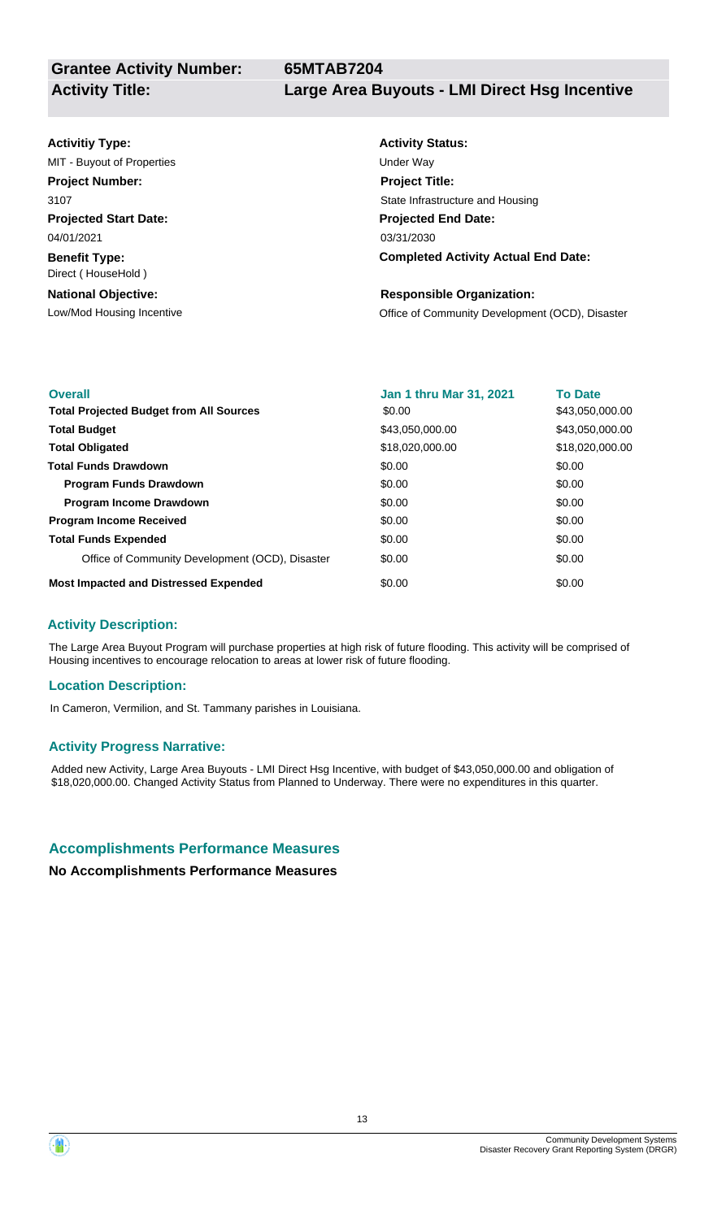**Grantee Activity Number:** 65MTAB7204

**Activity Title:** Large Area Buyouts - LMI Direct Hsg Incentive

**Activitiy Type:**
MIT - Buyout of Properties

**Activity Status:**
Under Way

**Project Number:**
3107

**Project Title:**
State Infrastructure and Housing

**Projected Start Date:**
04/01/2021

**Projected End Date:**
03/31/2030

**Benefit Type:**
Direct ( HouseHold )

**Completed Activity Actual End Date:**

**National Objective:**
Low/Mod Housing Incentive

**Responsible Organization:**
Office of Community Development (OCD), Disaster

| Overall | Jan 1 thru Mar 31, 2021 | To Date |
|---|---|---|
| **Total Projected Budget from All Sources** | $0.00 | $43,050,000.00 |
| **Total Budget** | $43,050,000.00 | $43,050,000.00 |
| **Total Obligated** | $18,020,000.00 | $18,020,000.00 |
| **Total Funds Drawdown** | $0.00 | $0.00 |
| **Program Funds Drawdown** | $0.00 | $0.00 |
| **Program Income Drawdown** | $0.00 | $0.00 |
| **Program Income Received** | $0.00 | $0.00 |
| **Total Funds Expended** | $0.00 | $0.00 |
| Office of Community Development (OCD), Disaster | $0.00 | $0.00 |
| **Most Impacted and Distressed Expended** | $0.00 | $0.00 |

### Activity Description:

The Large Area Buyout Program will purchase properties at high risk of future flooding. This activity will be comprised of Housing incentives to encourage relocation to areas at lower risk of future flooding.

### Location Description:

In Cameron, Vermilion, and St. Tammany parishes in Louisiana.

### Activity Progress Narrative:

Added new Activity, Large Area Buyouts - LMI Direct Hsg Incentive, with budget of $43,050,000.00 and obligation of $18,020,000.00. Changed Activity Status from Planned to Underway. There were no expenditures in this quarter.

## Accomplishments Performance Measures

**No Accomplishments Performance Measures**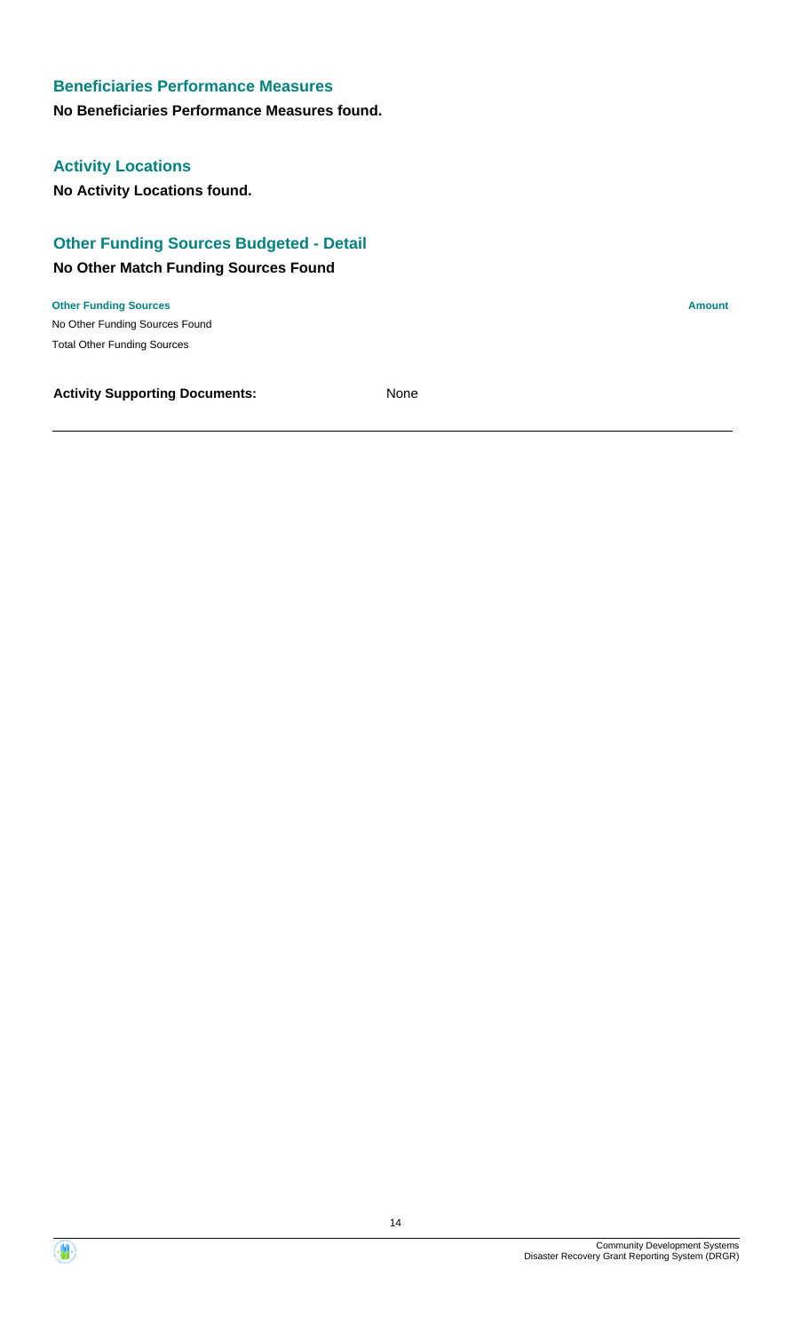## Beneficiaries Performance Measures

**No Beneficiaries Performance Measures found.**

## Activity Locations

**No Activity Locations found.**

## Other Funding Sources Budgeted - Detail

### No Other Match Funding Sources Found

| Other Funding Sources | Amount |
| --- | --- |
| No Other Funding Sources Found | |
| Total Other Funding Sources | |

**Activity Supporting Documents:** None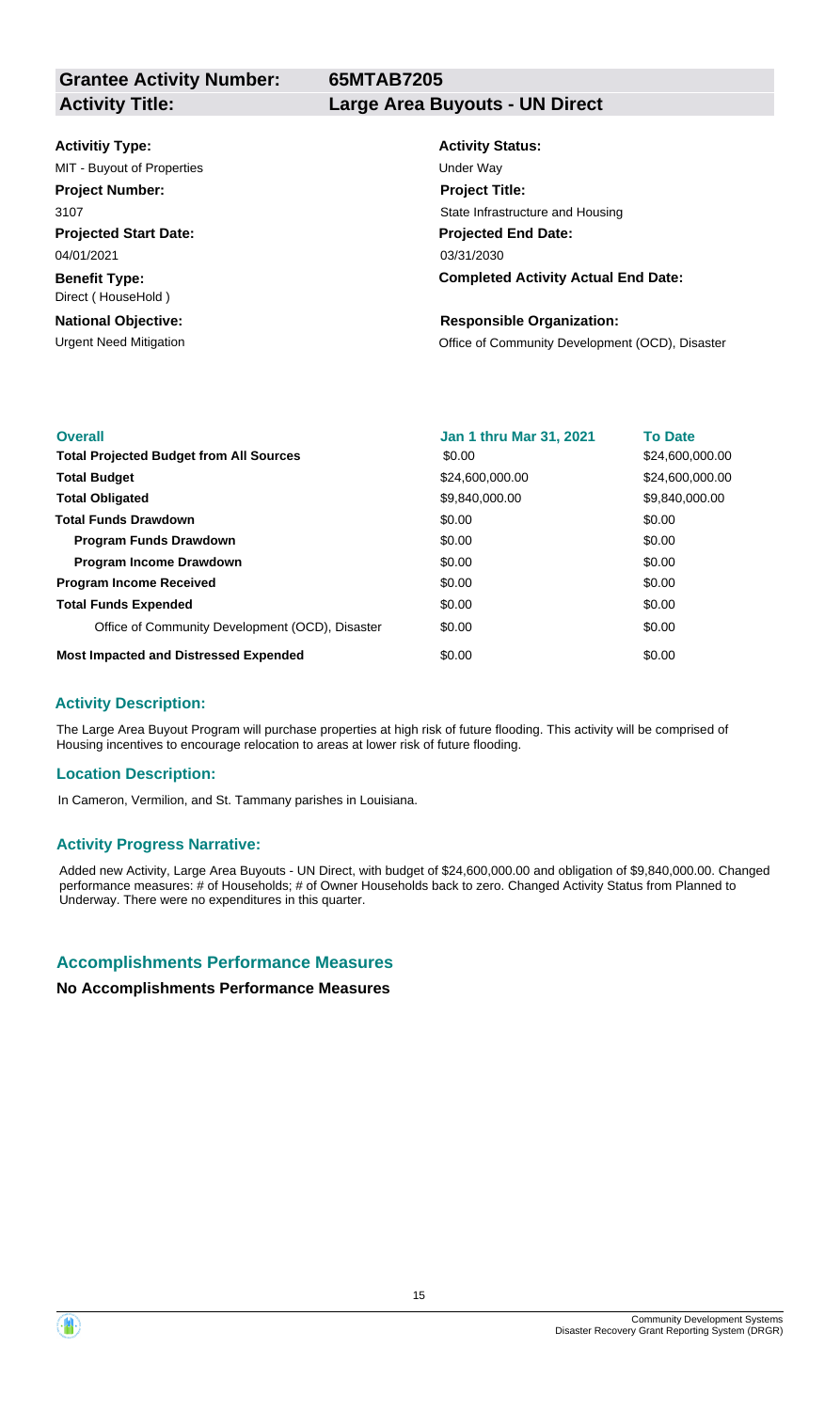**Grantee Activity Number:** 65MTAB7205

**Activity Title:** Large Area Buyouts - UN Direct

**Activitiy Type:**
MIT - Buyout of Properties

**Activity Status:**
Under Way

**Project Number:**
3107

**Project Title:**
State Infrastructure and Housing

**Projected Start Date:**
04/01/2021

**Projected End Date:**
03/31/2030

**Benefit Type:**
Direct ( HouseHold )

**Completed Activity Actual End Date:**

**National Objective:**
Urgent Need Mitigation

**Responsible Organization:**
Office of Community Development (OCD), Disaster

| Overall | Jan 1 thru Mar 31, 2021 | To Date |
| --- | --- | --- |
| **Total Projected Budget from All Sources** | \$0.00 | \$24,600,000.00 |
| **Total Budget** | \$24,600,000.00 | \$24,600,000.00 |
| **Total Obligated** | \$9,840,000.00 | \$9,840,000.00 |
| **Total Funds Drawdown** | \$0.00 | \$0.00 |
| **Program Funds Drawdown** | \$0.00 | \$0.00 |
| **Program Income Drawdown** | \$0.00 | \$0.00 |
| **Program Income Received** | \$0.00 | \$0.00 |
| **Total Funds Expended** | \$0.00 | \$0.00 |
| Office of Community Development (OCD), Disaster | \$0.00 | \$0.00 |
| **Most Impacted and Distressed Expended** | \$0.00 | \$0.00 |

### Activity Description:

The Large Area Buyout Program will purchase properties at high risk of future flooding. This activity will be comprised of Housing incentives to encourage relocation to areas at lower risk of future flooding.

### Location Description:

In Cameron, Vermilion, and St. Tammany parishes in Louisiana.

### Activity Progress Narrative:

Added new Activity, Large Area Buyouts - UN Direct, with budget of \$24,600,000.00 and obligation of \$9,840,000.00. Changed performance measures: # of Households; # of Owner Households back to zero. Changed Activity Status from Planned to Underway. There were no expenditures in this quarter.

## Accomplishments Performance Measures

**No Accomplishments Performance Measures**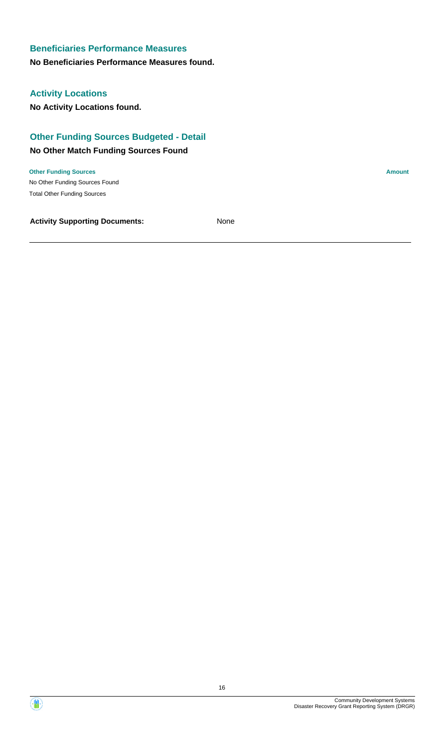## Beneficiaries Performance Measures

**No Beneficiaries Performance Measures found.**

## Activity Locations

**No Activity Locations found.**

## Other Funding Sources Budgeted - Detail

### No Other Match Funding Sources Found

| Other Funding Sources | Amount |
| --- | --- |
| No Other Funding Sources Found | |
| Total Other Funding Sources | |

**Activity Supporting Documents:** None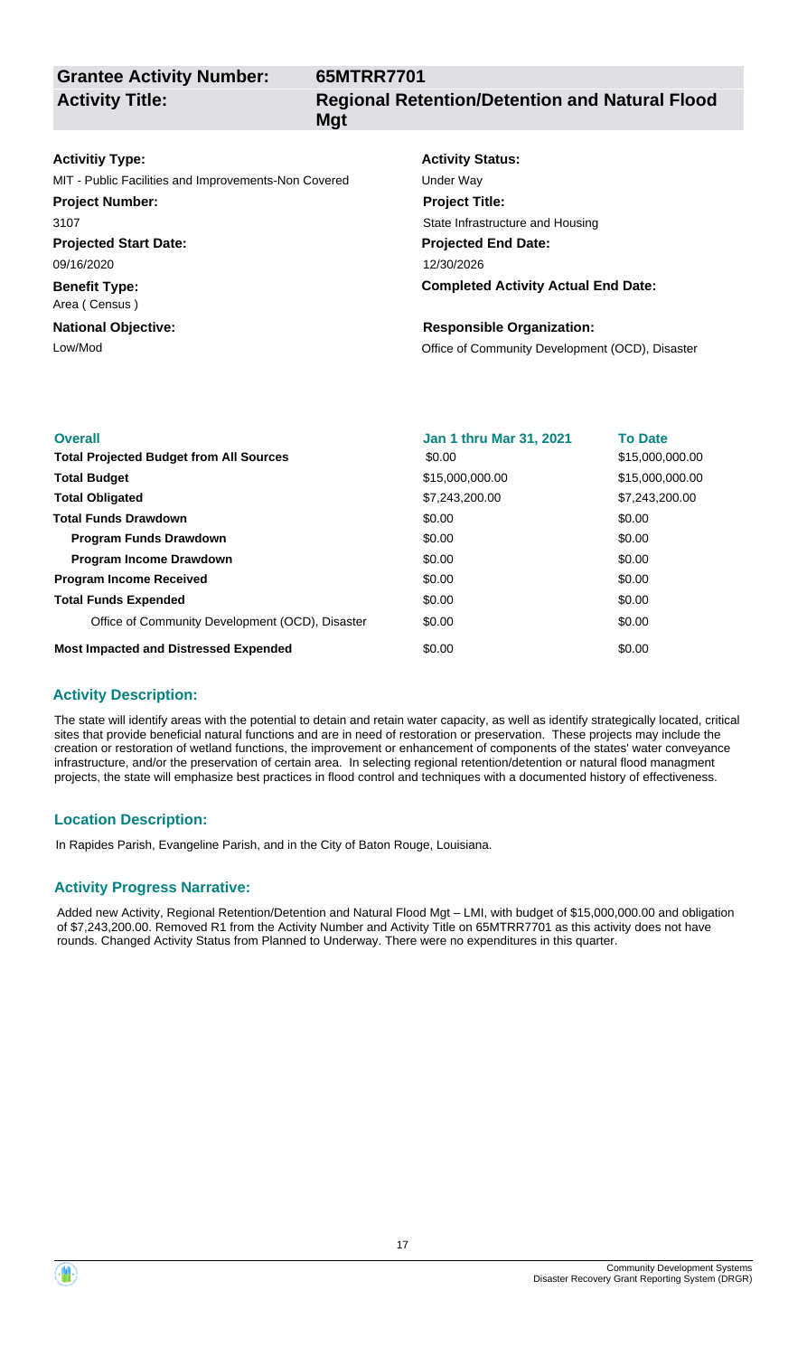**Grantee Activity Number:** 65MTRR7701

**Activity Title:** Regional Retention/Detention and Natural Flood Mgt

**Activitiy Type:**
MIT - Public Facilities and Improvements-Non Covered

**Activity Status:**
Under Way

**Project Number:**
3107

**Project Title:**
State Infrastructure and Housing

**Projected Start Date:**
09/16/2020

**Projected End Date:**
12/30/2026

**Benefit Type:**
Area ( Census )

**Completed Activity Actual End Date:**

**National Objective:**
Low/Mod

**Responsible Organization:**
Office of Community Development (OCD), Disaster

| Overall | Jan 1 thru Mar 31, 2021 | To Date |
|---|---|---|
| **Total Projected Budget from All Sources** | $0.00 | $15,000,000.00 |
| **Total Budget** | $15,000,000.00 | $15,000,000.00 |
| **Total Obligated** | $7,243,200.00 | $7,243,200.00 |
| **Total Funds Drawdown** | $0.00 | $0.00 |
| **Program Funds Drawdown** | $0.00 | $0.00 |
| **Program Income Drawdown** | $0.00 | $0.00 |
| **Program Income Received** | $0.00 | $0.00 |
| **Total Funds Expended** | $0.00 | $0.00 |
| Office of Community Development (OCD), Disaster | $0.00 | $0.00 |
| **Most Impacted and Distressed Expended** | $0.00 | $0.00 |

## Activity Description:

The state will identify areas with the potential to detain and retain water capacity, as well as identify strategically located, critical sites that provide beneficial natural functions and are in need of restoration or preservation. These projects may include the creation or restoration of wetland functions, the improvement or enhancement of components of the states' water conveyance infrastructure, and/or the preservation of certain area. In selecting regional retention/detention or natural flood managment projects, the state will emphasize best practices in flood control and techniques with a documented history of effectiveness.

## Location Description:

In Rapides Parish, Evangeline Parish, and in the City of Baton Rouge, Louisiana.

## Activity Progress Narrative:

Added new Activity, Regional Retention/Detention and Natural Flood Mgt – LMI, with budget of $15,000,000.00 and obligation of $7,243,200.00. Removed R1 from the Activity Number and Activity Title on 65MTRR7701 as this activity does not have rounds. Changed Activity Status from Planned to Underway. There were no expenditures in this quarter.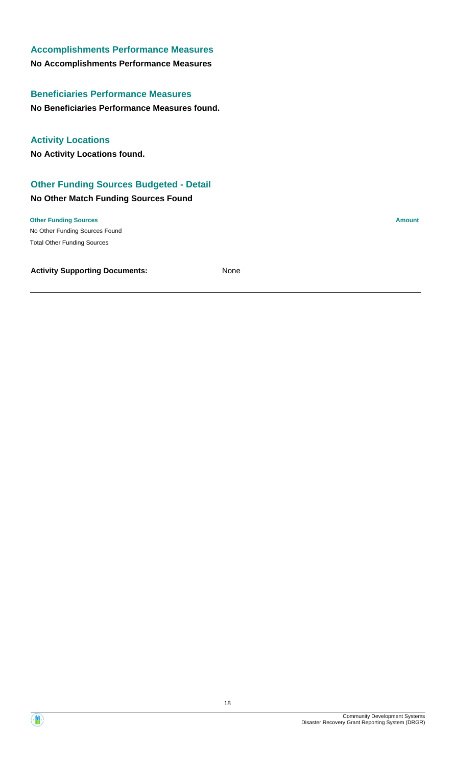### Accomplishments Performance Measures

**No Accomplishments Performance Measures**

### Beneficiaries Performance Measures

**No Beneficiaries Performance Measures found.**

### Activity Locations

**No Activity Locations found.**

### Other Funding Sources Budgeted - Detail

**No Other Match Funding Sources Found**

| Other Funding Sources | Amount |
| --- | --- |
| No Other Funding Sources Found | |
| Total Other Funding Sources | |

**Activity Supporting Documents:** None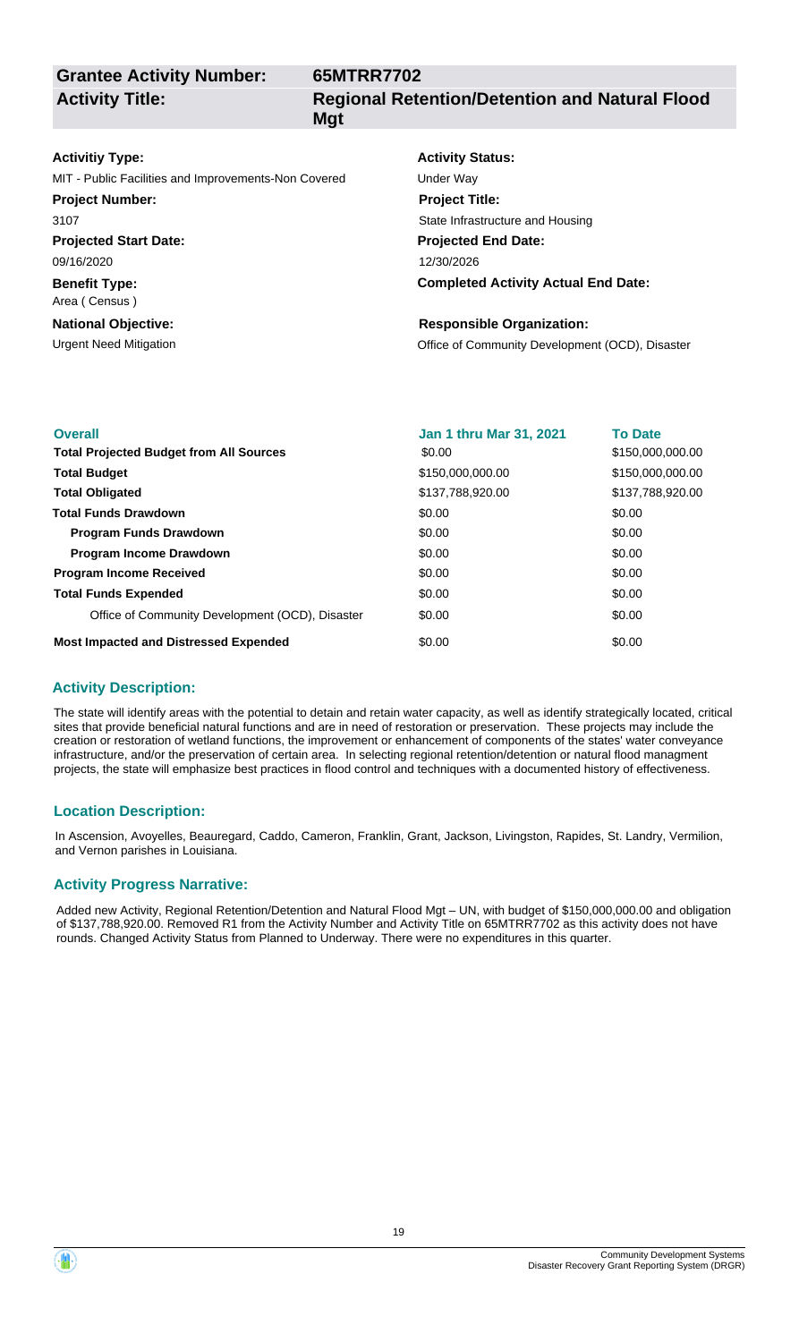| **Grantee Activity Number:** | **65MTRR7702** |
|---|---|
| **Activity Title:** | **Regional Retention/Detention and Natural Flood Mgt** |

**Activitiy Type:**
MIT - Public Facilities and Improvements-Non Covered

**Activity Status:**
Under Way

**Project Number:**
3107

**Project Title:**
State Infrastructure and Housing

**Projected Start Date:**
09/16/2020

**Projected End Date:**
12/30/2026

**Benefit Type:**
Area ( Census )

**Completed Activity Actual End Date:**

**National Objective:**
Urgent Need Mitigation

**Responsible Organization:**
Office of Community Development (OCD), Disaster

| Overall | Jan 1 thru Mar 31, 2021 | To Date |
|---|---|---|
| **Total Projected Budget from All Sources** | $0.00 | $150,000,000.00 |
| **Total Budget** | $150,000,000.00 | $150,000,000.00 |
| **Total Obligated** | $137,788,920.00 | $137,788,920.00 |
| **Total Funds Drawdown** | $0.00 | $0.00 |
| **Program Funds Drawdown** | $0.00 | $0.00 |
| **Program Income Drawdown** | $0.00 | $0.00 |
| **Program Income Received** | $0.00 | $0.00 |
| **Total Funds Expended** | $0.00 | $0.00 |
| Office of Community Development (OCD), Disaster | $0.00 | $0.00 |
| **Most Impacted and Distressed Expended** | $0.00 | $0.00 |

### Activity Description:

The state will identify areas with the potential to detain and retain water capacity, as well as identify strategically located, critical sites that provide beneficial natural functions and are in need of restoration or preservation. These projects may include the creation or restoration of wetland functions, the improvement or enhancement of components of the states' water conveyance infrastructure, and/or the preservation of certain area. In selecting regional retention/detention or natural flood managment projects, the state will emphasize best practices in flood control and techniques with a documented history of effectiveness.

### Location Description:

In Ascension, Avoyelles, Beauregard, Caddo, Cameron, Franklin, Grant, Jackson, Livingston, Rapides, St. Landry, Vermilion, and Vernon parishes in Louisiana.

### Activity Progress Narrative:

Added new Activity, Regional Retention/Detention and Natural Flood Mgt – UN, with budget of $150,000,000.00 and obligation of $137,788,920.00. Removed R1 from the Activity Number and Activity Title on 65MTRR7702 as this activity does not have rounds. Changed Activity Status from Planned to Underway. There were no expenditures in this quarter.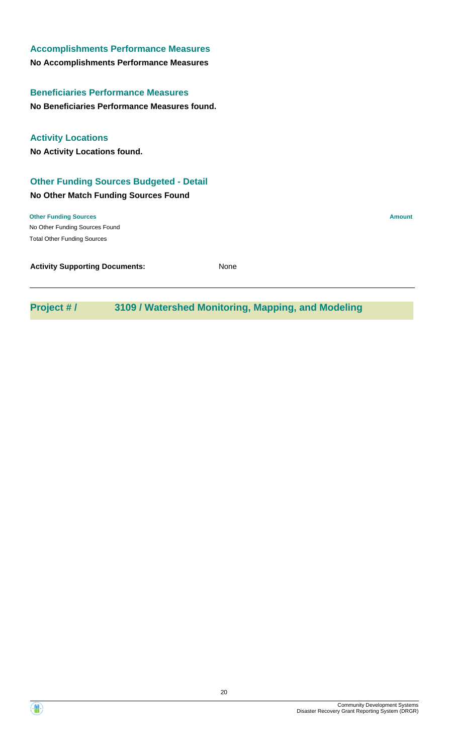### Accomplishments Performance Measures

**No Accomplishments Performance Measures**

### Beneficiaries Performance Measures

**No Beneficiaries Performance Measures found.**

### Activity Locations

**No Activity Locations found.**

### Other Funding Sources Budgeted - Detail

**No Other Match Funding Sources Found**

| Other Funding Sources | Amount |
| --- | --- |
| No Other Funding Sources Found | |
| Total Other Funding Sources | |

**Activity Supporting Documents:** None

---

## Project # / 3109 / Watershed Monitoring, Mapping, and Modeling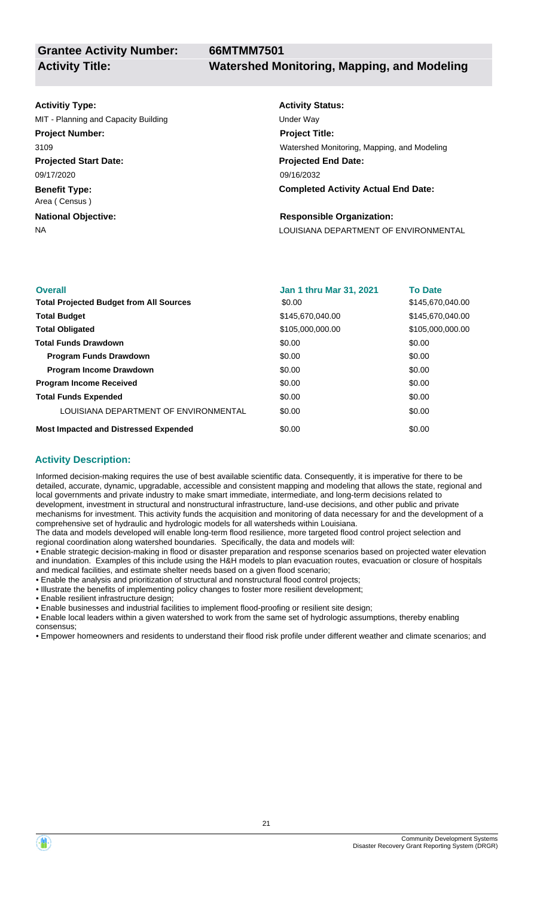**Grantee Activity Number:** 66MTMM7501

**Activity Title:** Watershed Monitoring, Mapping, and Modeling

**Activitiy Type:**
MIT - Planning and Capacity Building

**Activity Status:**
Under Way

**Project Number:**
3109

**Project Title:**
Watershed Monitoring, Mapping, and Modeling

**Projected Start Date:**
09/17/2020

**Projected End Date:**
09/16/2032

**Benefit Type:**
Area ( Census )

**Completed Activity Actual End Date:**

**National Objective:**
NA

**Responsible Organization:**
LOUISIANA DEPARTMENT OF ENVIRONMENTAL

| Overall | Jan 1 thru Mar 31, 2021 | To Date |
|---|---|---|
| **Total Projected Budget from All Sources** | \$0.00 | \$145,670,040.00 |
| **Total Budget** | \$145,670,040.00 | \$145,670,040.00 |
| **Total Obligated** | \$105,000,000.00 | \$105,000,000.00 |
| **Total Funds Drawdown** | \$0.00 | \$0.00 |
| **Program Funds Drawdown** | \$0.00 | \$0.00 |
| **Program Income Drawdown** | \$0.00 | \$0.00 |
| **Program Income Received** | \$0.00 | \$0.00 |
| **Total Funds Expended** | \$0.00 | \$0.00 |
| LOUISIANA DEPARTMENT OF ENVIRONMENTAL | \$0.00 | \$0.00 |
| **Most Impacted and Distressed Expended** | \$0.00 | \$0.00 |

## Activity Description:

Informed decision-making requires the use of best available scientific data. Consequently, it is imperative for there to be detailed, accurate, dynamic, upgradable, accessible and consistent mapping and modeling that allows the state, regional and local governments and private industry to make smart immediate, intermediate, and long-term decisions related to development, investment in structural and nonstructural infrastructure, land-use decisions, and other public and private mechanisms for investment. This activity funds the acquisition and monitoring of data necessary for and the development of a comprehensive set of hydraulic and hydrologic models for all watersheds within Louisiana.

The data and models developed will enable long-term flood resilience, more targeted flood control project selection and regional coordination along watershed boundaries. Specifically, the data and models will:

- Enable strategic decision-making in flood or disaster preparation and response scenarios based on projected water elevation and inundation. Examples of this include using the H&H models to plan evacuation routes, evacuation or closure of hospitals and medical facilities, and estimate shelter needs based on a given flood scenario;
- Enable the analysis and prioritization of structural and nonstructural flood control projects;
- Illustrate the benefits of implementing policy changes to foster more resilient development;
- Enable resilient infrastructure design;
- Enable businesses and industrial facilities to implement flood-proofing or resilient site design;
- Enable local leaders within a given watershed to work from the same set of hydrologic assumptions, thereby enabling consensus;
- Empower homeowners and residents to understand their flood risk profile under different weather and climate scenarios; and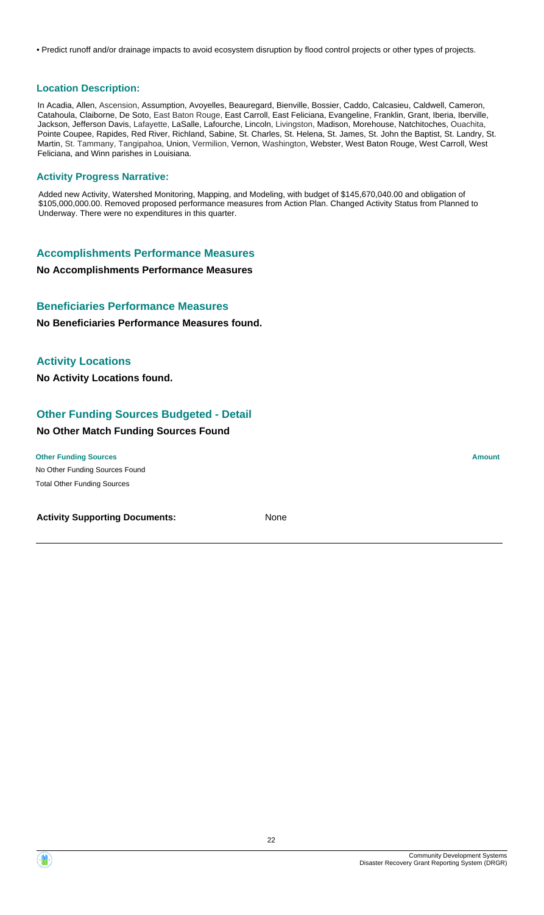• Predict runoff and/or drainage impacts to avoid ecosystem disruption by flood control projects or other types of projects.

### Location Description:

In Acadia, Allen, Ascension, Assumption, Avoyelles, Beauregard, Bienville, Bossier, Caddo, Calcasieu, Caldwell, Cameron, Catahoula, Claiborne, De Soto, East Baton Rouge, East Carroll, East Feliciana, Evangeline, Franklin, Grant, Iberia, Iberville, Jackson, Jefferson Davis, Lafayette, LaSalle, Lafourche, Lincoln, Livingston, Madison, Morehouse, Natchitoches, Ouachita, Pointe Coupee, Rapides, Red River, Richland, Sabine, St. Charles, St. Helena, St. James, St. John the Baptist, St. Landry, St. Martin, St. Tammany, Tangipahoa, Union, Vermilion, Vernon, Washington, Webster, West Baton Rouge, West Carroll, West Feliciana, and Winn parishes in Louisiana.

### Activity Progress Narrative:

Added new Activity, Watershed Monitoring, Mapping, and Modeling, with budget of $145,670,040.00 and obligation of $105,000,000.00. Removed proposed performance measures from Action Plan. Changed Activity Status from Planned to Underway. There were no expenditures in this quarter.

## Accomplishments Performance Measures

**No Accomplishments Performance Measures**

## Beneficiaries Performance Measures

**No Beneficiaries Performance Measures found.**

## Activity Locations

**No Activity Locations found.**

## Other Funding Sources Budgeted - Detail

**No Other Match Funding Sources Found**

| Other Funding Sources | Amount |
| --- | --- |
| No Other Funding Sources Found | |
| Total Other Funding Sources | |

**Activity Supporting Documents:** None